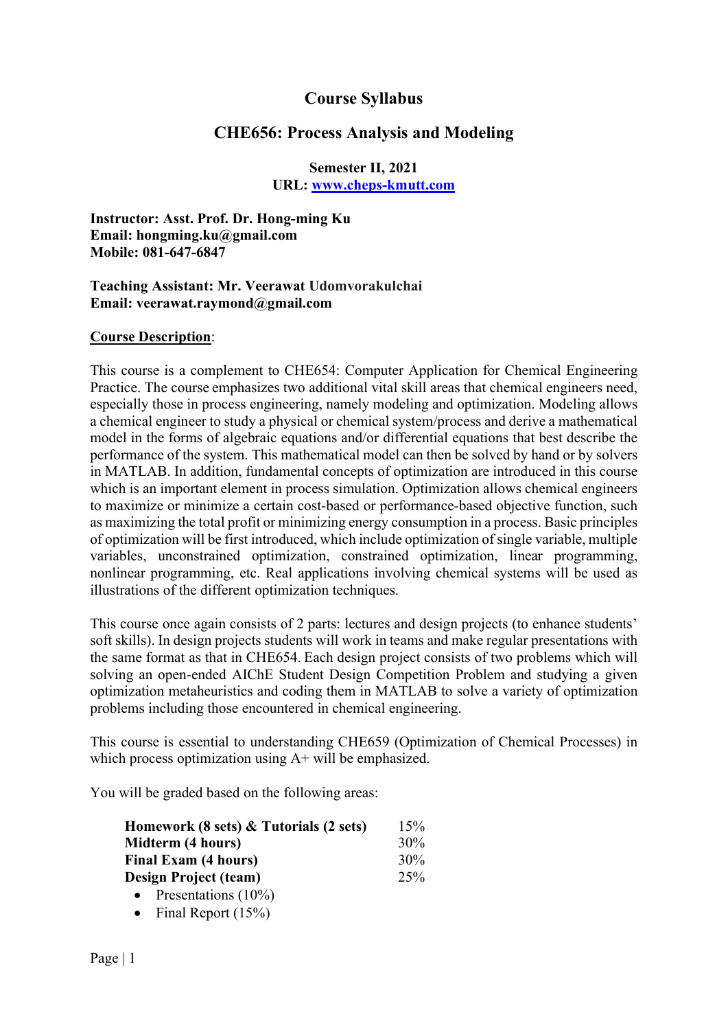# Course Syllabus

## CHE656: Process Analysis and Modeling

**Semester II, 2021**
**URL: [www.cheps-kmutt.com](www.cheps-kmutt.com)**

**Instructor: Asst. Prof. Dr. Hong-ming Ku**
**Email: hongming.ku@gmail.com**
**Mobile: 081-647-6847**

**Teaching Assistant: Mr. Veerawat Udomvorakulchai**
**Email: veerawat.raymond@gmail.com**

**Course Description**:

This course is a complement to CHE654: Computer Application for Chemical Engineering Practice. The course emphasizes two additional vital skill areas that chemical engineers need, especially those in process engineering, namely modeling and optimization. Modeling allows a chemical engineer to study a physical or chemical system/process and derive a mathematical model in the forms of algebraic equations and/or differential equations that best describe the performance of the system. This mathematical model can then be solved by hand or by solvers in MATLAB. In addition, fundamental concepts of optimization are introduced in this course which is an important element in process simulation. Optimization allows chemical engineers to maximize or minimize a certain cost-based or performance-based objective function, such as maximizing the total profit or minimizing energy consumption in a process. Basic principles of optimization will be first introduced, which include optimization of single variable, multiple variables, unconstrained optimization, constrained optimization, linear programming, nonlinear programming, etc. Real applications involving chemical systems will be used as illustrations of the different optimization techniques.

This course once again consists of 2 parts: lectures and design projects (to enhance students' soft skills). In design projects students will work in teams and make regular presentations with the same format as that in CHE654. Each design project consists of two problems which will solving an open-ended AIChE Student Design Competition Problem and studying a given optimization metaheuristics and coding them in MATLAB to solve a variety of optimization problems including those encountered in chemical engineering.

This course is essential to understanding CHE659 (Optimization of Chemical Processes) in which process optimization using A+ will be emphasized.

You will be graded based on the following areas:

| | |
|---|---|
| **Homework (8 sets) & Tutorials (2 sets)** | 15% |
| **Midterm (4 hours)** | 30% |
| **Final Exam (4 hours)** | 30% |
| **Design Project (team)** | 25% |

- Presentations (10%)
- Final Report (15%)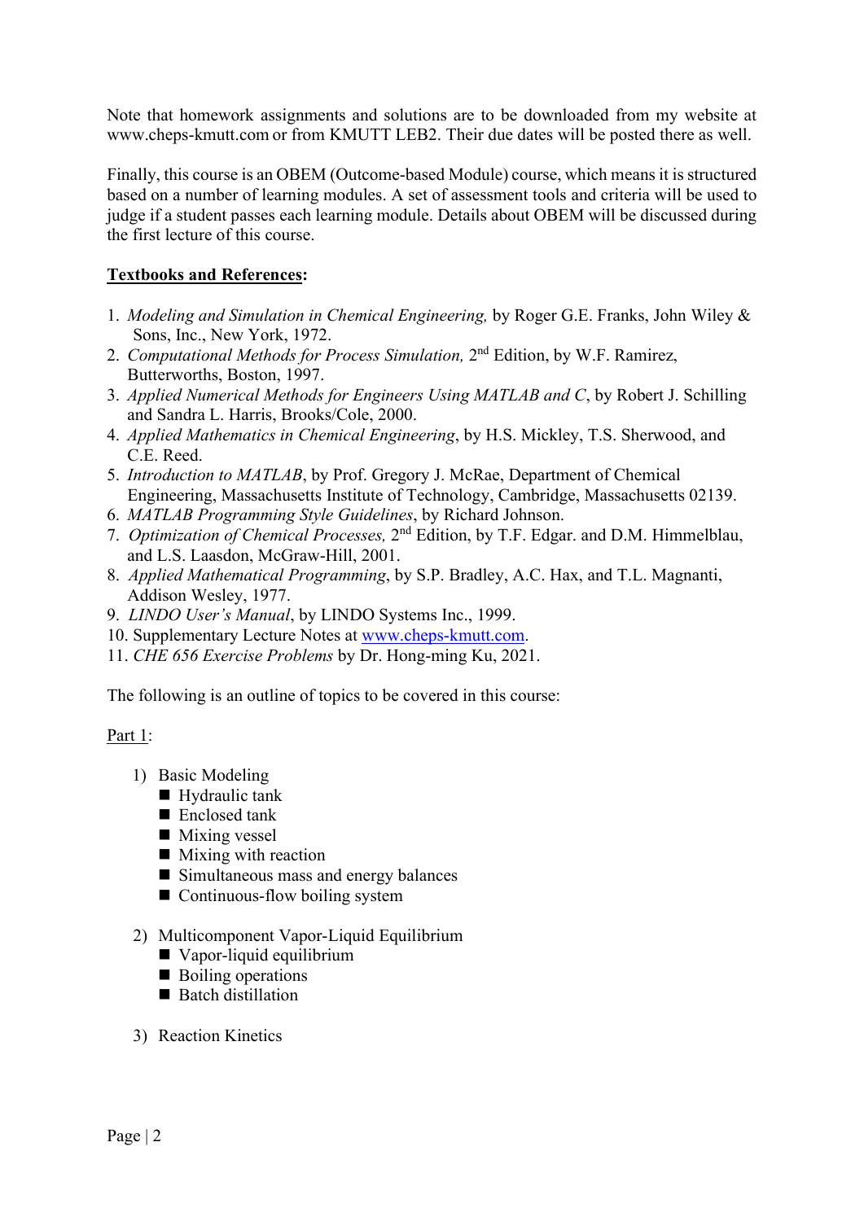Note that homework assignments and solutions are to be downloaded from my website at www.cheps-kmutt.com or from KMUTT LEB2. Their due dates will be posted there as well.

Finally, this course is an OBEM (Outcome-based Module) course, which means it is structured based on a number of learning modules. A set of assessment tools and criteria will be used to judge if a student passes each learning module. Details about OBEM will be discussed during the first lecture of this course.

**Textbooks and References:**

1. *Modeling and Simulation in Chemical Engineering,* by Roger G.E. Franks, John Wiley & Sons, Inc., New York, 1972.
2. *Computational Methods for Process Simulation,* 2nd Edition, by W.F. Ramirez, Butterworths, Boston, 1997.
3. *Applied Numerical Methods for Engineers Using MATLAB and C*, by Robert J. Schilling and Sandra L. Harris, Brooks/Cole, 2000.
4. *Applied Mathematics in Chemical Engineering*, by H.S. Mickley, T.S. Sherwood, and C.E. Reed.
5. *Introduction to MATLAB*, by Prof. Gregory J. McRae, Department of Chemical Engineering, Massachusetts Institute of Technology, Cambridge, Massachusetts 02139.
6. *MATLAB Programming Style Guidelines*, by Richard Johnson.
7. *Optimization of Chemical Processes,* 2nd Edition, by T.F. Edgar. and D.M. Himmelblau, and L.S. Laasdon, McGraw-Hill, 2001.
8. *Applied Mathematical Programming*, by S.P. Bradley, A.C. Hax, and T.L. Magnanti, Addison Wesley, 1977.
9. *LINDO User's Manual*, by LINDO Systems Inc., 1999.
10. Supplementary Lecture Notes at www.cheps-kmutt.com.
11. *CHE 656 Exercise Problems* by Dr. Hong-ming Ku, 2021.

The following is an outline of topics to be covered in this course:

Part 1:

1) Basic Modeling
   - Hydraulic tank
   - Enclosed tank
   - Mixing vessel
   - Mixing with reaction
   - Simultaneous mass and energy balances
   - Continuous-flow boiling system

2) Multicomponent Vapor-Liquid Equilibrium
   - Vapor-liquid equilibrium
   - Boiling operations
   - Batch distillation

3) Reaction Kinetics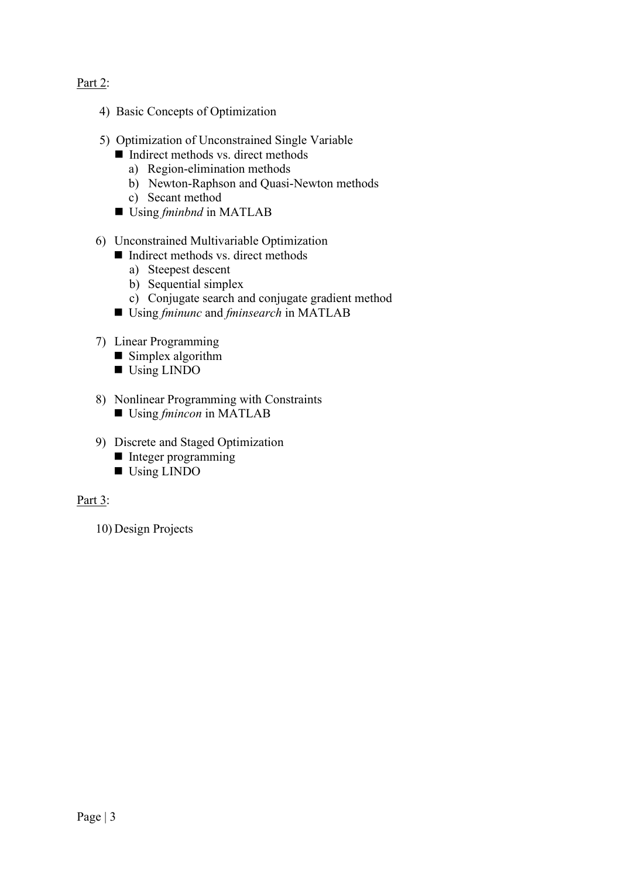Part 2:

4) Basic Concepts of Optimization

5) Optimization of Unconstrained Single Variable
   - Indirect methods vs. direct methods
     a) Region-elimination methods
     b) Newton-Raphson and Quasi-Newton methods
     c) Secant method
   - Using *fminbnd* in MATLAB

6) Unconstrained Multivariable Optimization
   - Indirect methods vs. direct methods
     a) Steepest descent
     b) Sequential simplex
     c) Conjugate search and conjugate gradient method
   - Using *fminunc* and *fminsearch* in MATLAB

7) Linear Programming
   - Simplex algorithm
   - Using LINDO

8) Nonlinear Programming with Constraints
   - Using *fmincon* in MATLAB

9) Discrete and Staged Optimization
   - Integer programming
   - Using LINDO

Part 3:

10) Design Projects